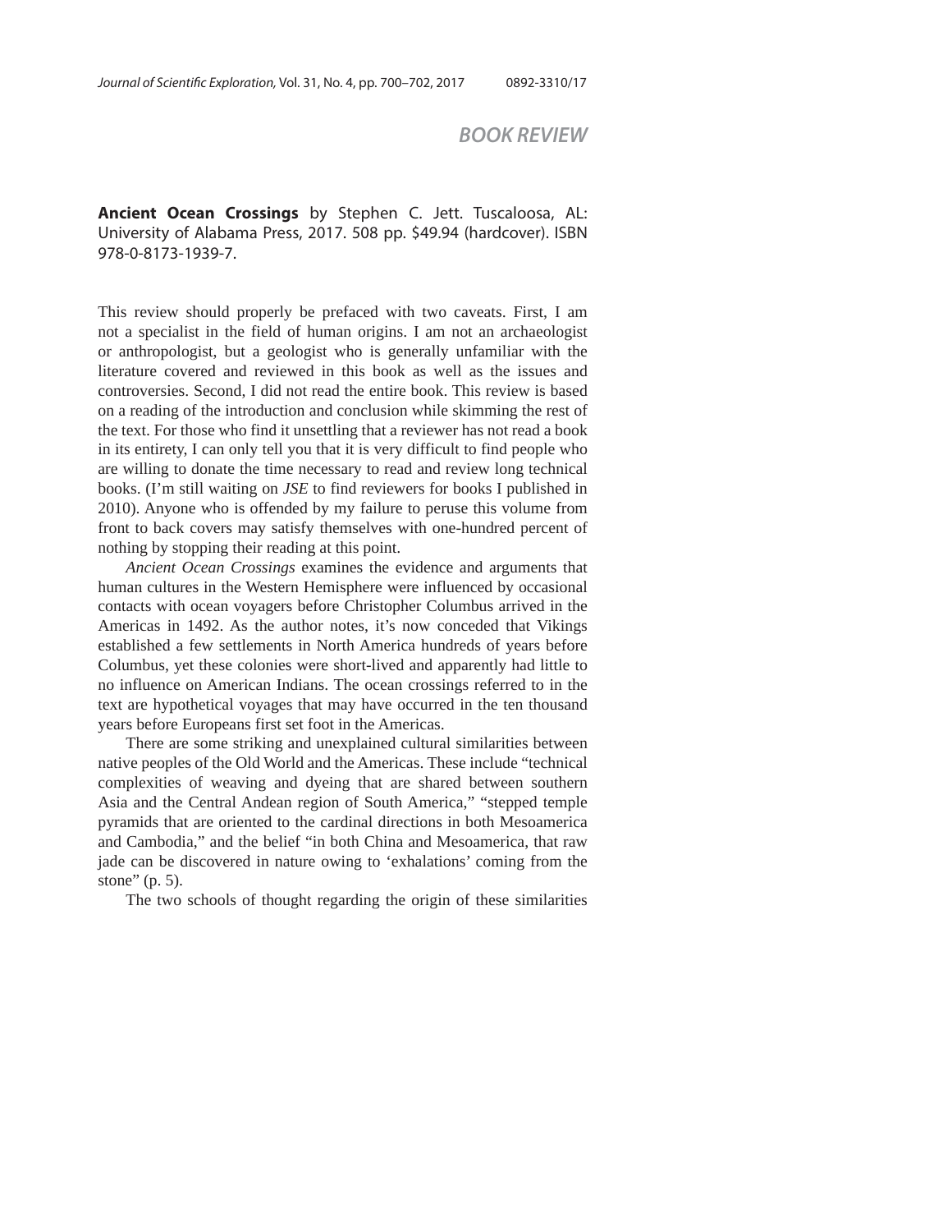## BOOK REVIEW

**Ancient Ocean Crossings** by Stephen C. Jett. Tuscaloosa, AL: University of Alabama Press, 2017. 508 pp. $49.94 (hardcover). ISBN 978-0-8173-1939-7.

This review should properly be prefaced with two caveats. First, I am not a specialist in the field of human origins. I am not an archaeologist or anthropologist, but a geologist who is generally unfamiliar with the literature covered and reviewed in this book as well as the issues and controversies. Second, I did not read the entire book. This review is based on a reading of the introduction and conclusion while skimming the rest of the text. For those who find it unsettling that a reviewer has not read a book in its entirety, I can only tell you that it is very difficult to find people who are willing to donate the time necessary to read and review long technical books. (I'm still waiting on *JSE* to find reviewers for books I published in 2010). Anyone who is offended by my failure to peruse this volume from front to back covers may satisfy themselves with one-hundred percent of nothing by stopping their reading at this point.

*Ancient Ocean Crossings* examines the evidence and arguments that human cultures in the Western Hemisphere were influenced by occasional contacts with ocean voyagers before Christopher Columbus arrived in the Americas in 1492. As the author notes, it's now conceded that Vikings established a few settlements in North America hundreds of years before Columbus, yet these colonies were short-lived and apparently had little to no influence on American Indians. The ocean crossings referred to in the text are hypothetical voyages that may have occurred in the ten thousand years before Europeans first set foot in the Americas.

There are some striking and unexplained cultural similarities between native peoples of the Old World and the Americas. These include "technical complexities of weaving and dyeing that are shared between southern Asia and the Central Andean region of South America," "stepped temple pyramids that are oriented to the cardinal directions in both Mesoamerica and Cambodia," and the belief "in both China and Mesoamerica, that raw jade can be discovered in nature owing to 'exhalations' coming from the stone" (p. 5).

The two schools of thought regarding the origin of these similarities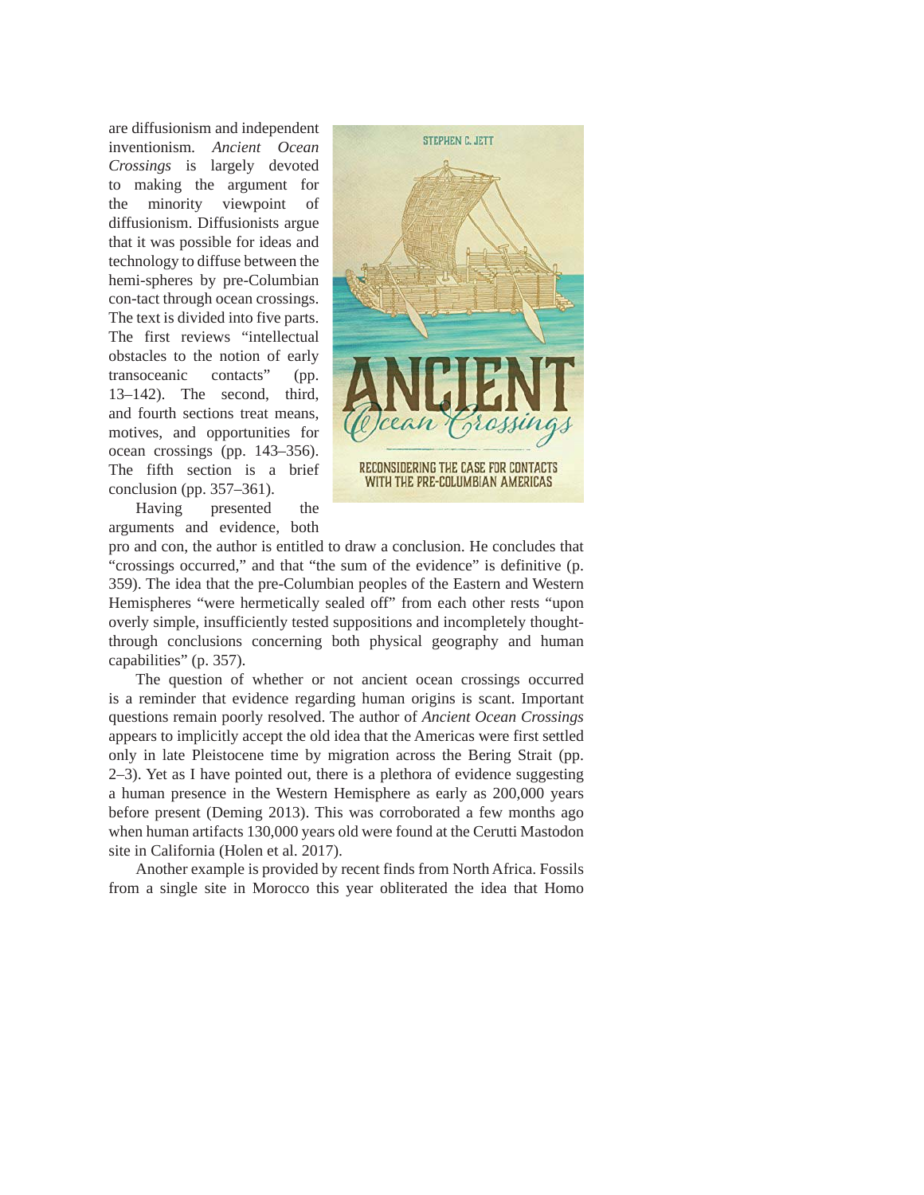are diffusionism and independent inventionism. *Ancient Ocean Crossings* is largely devoted to making the argument for the minority viewpoint of diffusionism. Diffusionists argue that it was possible for ideas and technology to diffuse between the hemi-spheres by pre-Columbian con-tact through ocean crossings. The text is divided into five parts. The first reviews "intellectual obstacles to the notion of early transoceanic contacts" (pp. 13–142). The second, third, and fourth sections treat means, motives, and opportunities for ocean crossings (pp. 143–356). The fifth section is a brief conclusion (pp. 357–361).

Having presented the arguments and evidence, both pro and con, the author is entitled to draw a conclusion. He concludes that "crossings occurred," and that "the sum of the evidence" is definitive (p. 359). The idea that the pre-Columbian peoples of the Eastern and Western Hemispheres "were hermetically sealed off" from each other rests "upon overly simple, insufficiently tested suppositions and incompletely thought-through conclusions concerning both physical geography and human capabilities" (p. 357).

The question of whether or not ancient ocean crossings occurred is a reminder that evidence regarding human origins is scant. Important questions remain poorly resolved. The author of *Ancient Ocean Crossings* appears to implicitly accept the old idea that the Americas were first settled only in late Pleistocene time by migration across the Bering Strait (pp. 2–3). Yet as I have pointed out, there is a plethora of evidence suggesting a human presence in the Western Hemisphere as early as 200,000 years before present (Deming 2013). This was corroborated a few months ago when human artifacts 130,000 years old were found at the Cerutti Mastodon site in California (Holen et al. 2017).

Another example is provided by recent finds from North Africa. Fossils from a single site in Morocco this year obliterated the idea that Homo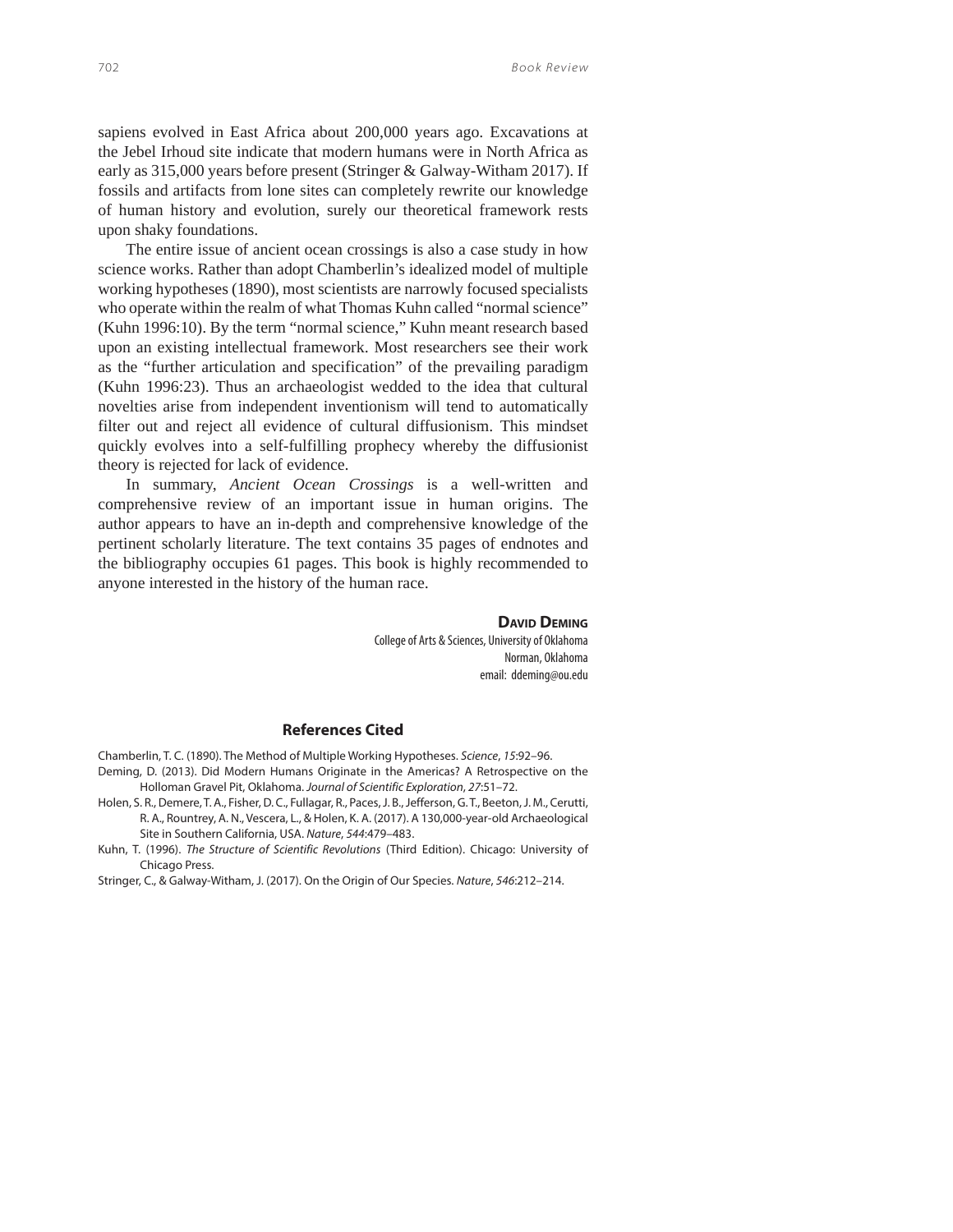sapiens evolved in East Africa about 200,000 years ago. Excavations at the Jebel Irhoud site indicate that modern humans were in North Africa as early as 315,000 years before present (Stringer & Galway-Witham 2017). If fossils and artifacts from lone sites can completely rewrite our knowledge of human history and evolution, surely our theoretical framework rests upon shaky foundations.

The entire issue of ancient ocean crossings is also a case study in how science works. Rather than adopt Chamberlin's idealized model of multiple working hypotheses (1890), most scientists are narrowly focused specialists who operate within the realm of what Thomas Kuhn called "normal science" (Kuhn 1996:10). By the term "normal science," Kuhn meant research based upon an existing intellectual framework. Most researchers see their work as the "further articulation and specification" of the prevailing paradigm (Kuhn 1996:23). Thus an archaeologist wedded to the idea that cultural novelties arise from independent inventionism will tend to automatically filter out and reject all evidence of cultural diffusionism. This mindset quickly evolves into a self-fulfilling prophecy whereby the diffusionist theory is rejected for lack of evidence.

In summary, *Ancient Ocean Crossings* is a well-written and comprehensive review of an important issue in human origins. The author appears to have an in-depth and comprehensive knowledge of the pertinent scholarly literature. The text contains 35 pages of endnotes and the bibliography occupies 61 pages. This book is highly recommended to anyone interested in the history of the human race.

**David Deming**
College of Arts & Sciences, University of Oklahoma
Norman, Oklahoma
email: ddeming@ou.edu

## References Cited

Chamberlin, T. C. (1890). The Method of Multiple Working Hypotheses. *Science*, *15*:92–96.

Deming, D. (2013). Did Modern Humans Originate in the Americas? A Retrospective on the Holloman Gravel Pit, Oklahoma. *Journal of Scientific Exploration*, *27*:51–72.

Holen, S. R., Demere, T. A., Fisher, D. C., Fullagar, R., Paces, J. B., Jefferson, G. T., Beeton, J. M., Cerutti, R. A., Rountrey, A. N., Vescera, L., & Holen, K. A. (2017). A 130,000-year-old Archaeological Site in Southern California, USA. *Nature*, *544*:479–483.

Kuhn, T. (1996). *The Structure of Scientific Revolutions* (Third Edition). Chicago: University of Chicago Press.

Stringer, C., & Galway-Witham, J. (2017). On the Origin of Our Species. *Nature*, *546*:212–214.